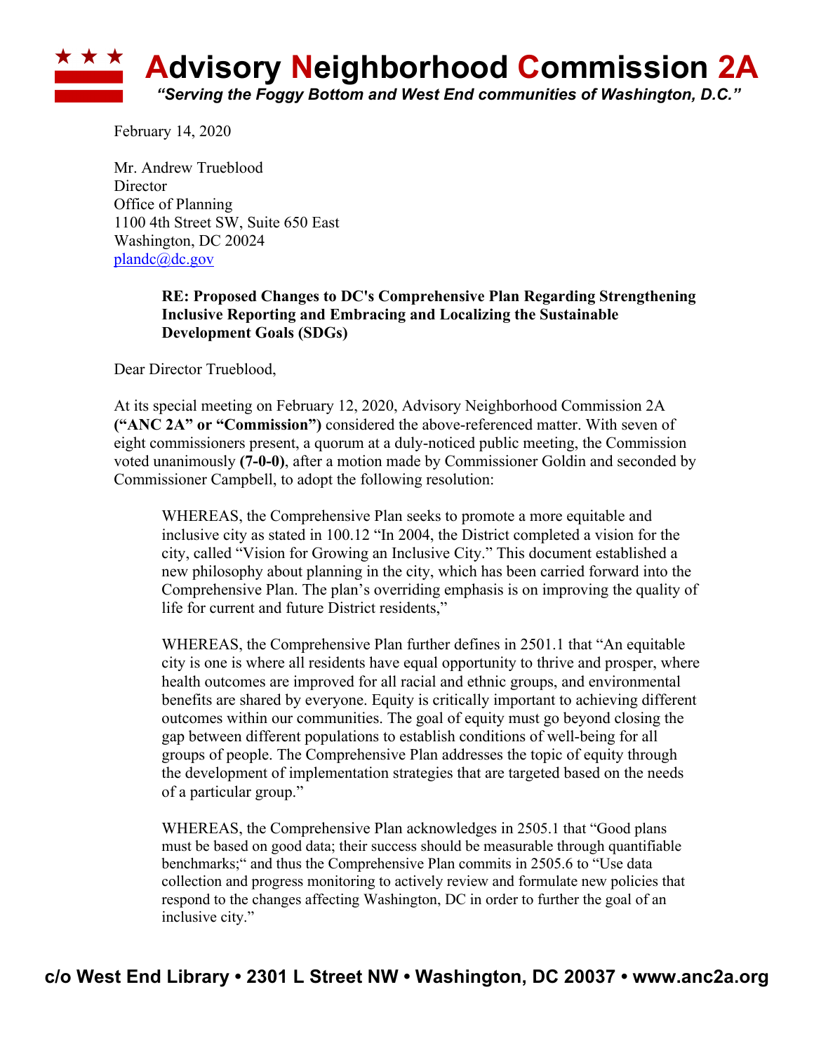# Advisory Neighborhood Commission 2A

*"Serving the Foggy Bottom and West End communities of Washington, D.C."*

February 14, 2020

Mr. Andrew Trueblood
Director
Office of Planning
1100 4th Street SW, Suite 650 East
Washington, DC 20024
plandc@dc.gov

> **RE: Proposed Changes to DC's Comprehensive Plan Regarding Strengthening Inclusive Reporting and Embracing and Localizing the Sustainable Development Goals (SDGs)**

Dear Director Trueblood,

At its special meeting on February 12, 2020, Advisory Neighborhood Commission 2A **("ANC 2A" or "Commission")** considered the above-referenced matter. With seven of eight commissioners present, a quorum at a duly-noticed public meeting, the Commission voted unanimously **(7-0-0)**, after a motion made by Commissioner Goldin and seconded by Commissioner Campbell, to adopt the following resolution:

> WHEREAS, the Comprehensive Plan seeks to promote a more equitable and inclusive city as stated in 100.12 "In 2004, the District completed a vision for the city, called "Vision for Growing an Inclusive City." This document established a new philosophy about planning in the city, which has been carried forward into the Comprehensive Plan. The plan's overriding emphasis is on improving the quality of life for current and future District residents,"
>
> WHEREAS, the Comprehensive Plan further defines in 2501.1 that "An equitable city is one is where all residents have equal opportunity to thrive and prosper, where health outcomes are improved for all racial and ethnic groups, and environmental benefits are shared by everyone. Equity is critically important to achieving different outcomes within our communities. The goal of equity must go beyond closing the gap between different populations to establish conditions of well-being for all groups of people. The Comprehensive Plan addresses the topic of equity through the development of implementation strategies that are targeted based on the needs of a particular group."
>
> WHEREAS, the Comprehensive Plan acknowledges in 2505.1 that "Good plans must be based on good data; their success should be measurable through quantifiable benchmarks;" and thus the Comprehensive Plan commits in 2505.6 to "Use data collection and progress monitoring to actively review and formulate new policies that respond to the changes affecting Washington, DC in order to further the goal of an inclusive city."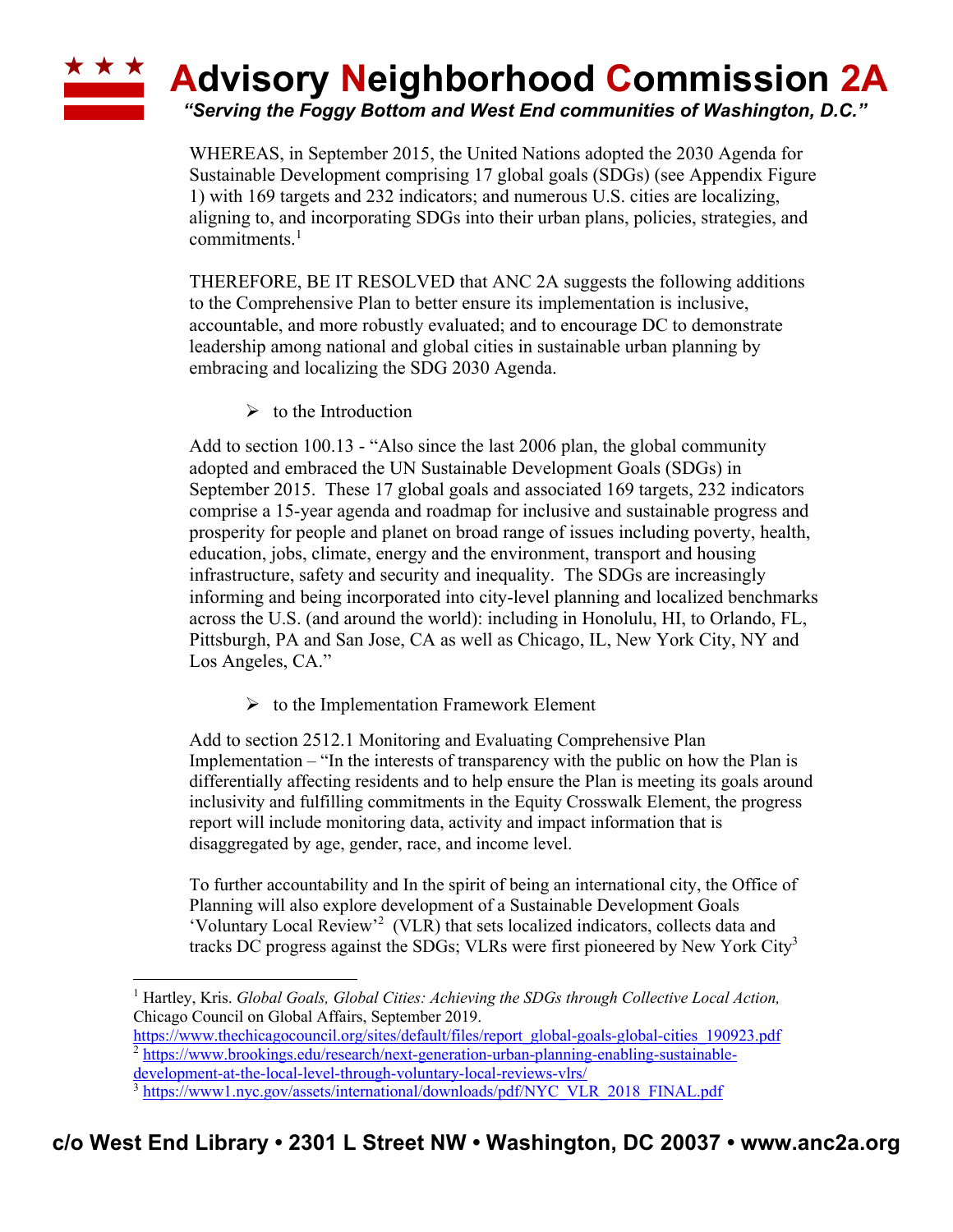# Advisory Neighborhood Commission 2A

*"Serving the Foggy Bottom and West End communities of Washington, D.C."*

WHEREAS, in September 2015, the United Nations adopted the 2030 Agenda for Sustainable Development comprising 17 global goals (SDGs) (see Appendix Figure 1) with 169 targets and 232 indicators; and numerous U.S. cities are localizing, aligning to, and incorporating SDGs into their urban plans, policies, strategies, and commitments.[1]

THEREFORE, BE IT RESOLVED that ANC 2A suggests the following additions to the Comprehensive Plan to better ensure its implementation is inclusive, accountable, and more robustly evaluated; and to encourage DC to demonstrate leadership among national and global cities in sustainable urban planning by embracing and localizing the SDG 2030 Agenda.

- to the Introduction

Add to section 100.13 - "Also since the last 2006 plan, the global community adopted and embraced the UN Sustainable Development Goals (SDGs) in September 2015. These 17 global goals and associated 169 targets, 232 indicators comprise a 15-year agenda and roadmap for inclusive and sustainable progress and prosperity for people and planet on broad range of issues including poverty, health, education, jobs, climate, energy and the environment, transport and housing infrastructure, safety and security and inequality. The SDGs are increasingly informing and being incorporated into city-level planning and localized benchmarks across the U.S. (and around the world): including in Honolulu, HI, to Orlando, FL, Pittsburgh, PA and San Jose, CA as well as Chicago, IL, New York City, NY and Los Angeles, CA."

- to the Implementation Framework Element

Add to section 2512.1 Monitoring and Evaluating Comprehensive Plan Implementation – "In the interests of transparency with the public on how the Plan is differentially affecting residents and to help ensure the Plan is meeting its goals around inclusivity and fulfilling commitments in the Equity Crosswalk Element, the progress report will include monitoring data, activity and impact information that is disaggregated by age, gender, race, and income level.

To further accountability and In the spirit of being an international city, the Office of Planning will also explore development of a Sustainable Development Goals 'Voluntary Local Review'[2] (VLR) that sets localized indicators, collects data and tracks DC progress against the SDGs; VLRs were first pioneered by New York City[3]

---

[1] Hartley, Kris. *Global Goals, Global Cities: Achieving the SDGs through Collective Local Action,* Chicago Council on Global Affairs, September 2019. https://www.thechicagocouncil.org/sites/default/files/report_global-goals-global-cities_190923.pdf

[2] https://www.brookings.edu/research/next-generation-urban-planning-enabling-sustainable-development-at-the-local-level-through-voluntary-local-reviews-vlrs/

[3] https://www1.nyc.gov/assets/international/downloads/pdf/NYC_VLR_2018_FINAL.pdf

**c/o West End Library • 2301 L Street NW • Washington, DC 20037 • www.anc2a.org**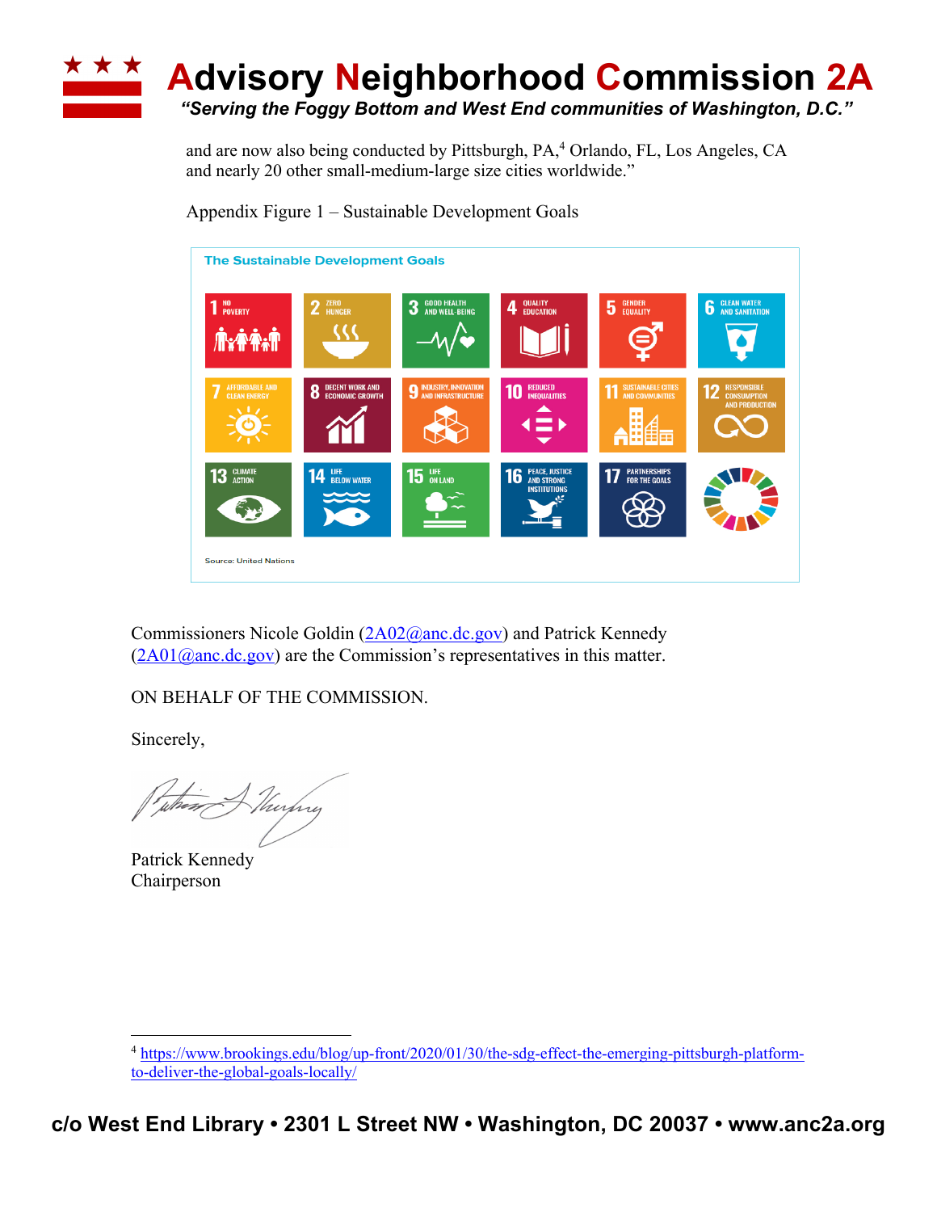and are now also being conducted by Pittsburgh, PA,[4] Orlando, FL, Los Angeles, CA and nearly 20 other small-medium-large size cities worldwide."

Appendix Figure 1 – Sustainable Development Goals

The Sustainable Development Goals

1 NO POVERTY
2 ZERO HUNGER
3 GOOD HEALTH AND WELL-BEING
4 QUALITY EDUCATION
5 GENDER EQUALITY
6 CLEAN WATER AND SANITATION
7 AFFORDABLE AND CLEAN ENERGY
8 DECENT WORK AND ECONOMIC GROWTH
9 INDUSTRY, INNOVATION AND INFRASTRUCTURE
10 REDUCED INEQUALITIES
11 SUSTAINABLE CITIES AND COMMUNITIES
12 RESPONSIBLE CONSUMPTION AND PRODUCTION
13 CLIMATE ACTION
14 LIFE BELOW WATER
15 LIFE ON LAND
16 PEACE, JUSTICE AND STRONG INSTITUTIONS
17 PARTNERSHIPS FOR THE GOALS

Source: United Nations

Commissioners Nicole Goldin (2A02@anc.dc.gov) and Patrick Kennedy (2A01@anc.dc.gov) are the Commission's representatives in this matter.

ON BEHALF OF THE COMMISSION.

Sincerely,

Patrick Kennedy
Chairperson

---

[4] https://www.brookings.edu/blog/up-front/2020/01/30/the-sdg-effect-the-emerging-pittsburgh-platform-to-deliver-the-global-goals-locally/